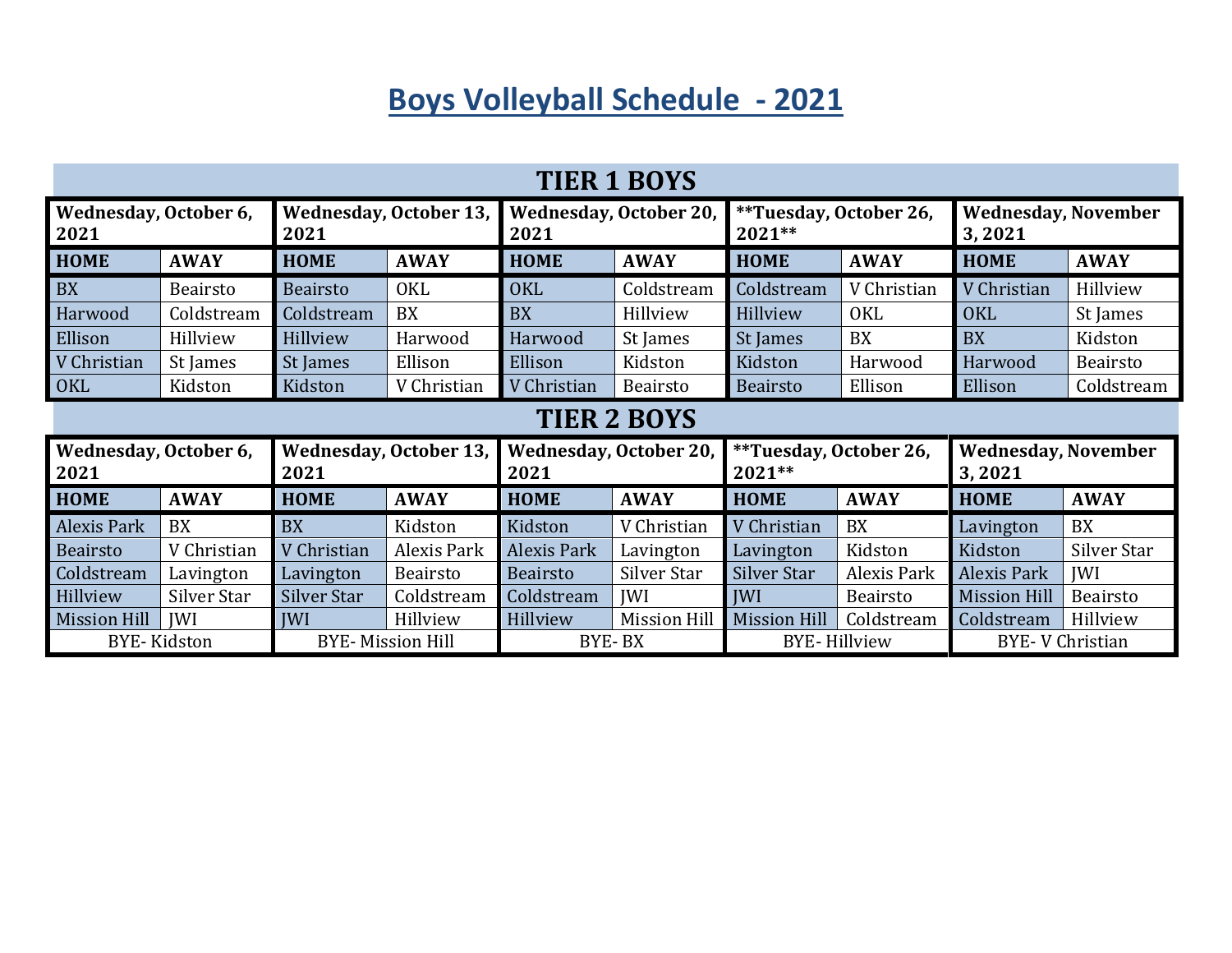# Boys Volleyball Schedule - 2021

## TIER 1 BOYS

| Wednesday, October 6, 2021 | | Wednesday, October 13, 2021 | | Wednesday, October 20, 2021 | | **Tuesday, October 26, 2021** | | Wednesday, November 3, 2021 | |
|---|---|---|---|---|---|---|---|---|---|
| **HOME** | **AWAY** | **HOME** | **AWAY** | **HOME** | **AWAY** | **HOME** | **AWAY** | **HOME** | **AWAY** |
| BX | Beairsto | Beairsto | OKL | OKL | Coldstream | Coldstream | V Christian | V Christian | Hillview |
| Harwood | Coldstream | Coldstream | BX | BX | Hillview | Hillview | OKL | OKL | St James |
| Ellison | Hillview | Hillview | Harwood | Harwood | St James | St James | BX | BX | Kidston |
| V Christian | St James | St James | Ellison | Ellison | Kidston | Kidston | Harwood | Harwood | Beairsto |
| OKL | Kidston | Kidston | V Christian | V Christian | Beairsto | Beairsto | Ellison | Ellison | Coldstream |

## TIER 2 BOYS

| Wednesday, October 6, 2021 | | Wednesday, October 13, 2021 | | Wednesday, October 20, 2021 | | **Tuesday, October 26, 2021** | | Wednesday, November 3, 2021 | |
|---|---|---|---|---|---|---|---|---|---|
| **HOME** | **AWAY** | **HOME** | **AWAY** | **HOME** | **AWAY** | **HOME** | **AWAY** | **HOME** | **AWAY** |
| Alexis Park | BX | BX | Kidston | Kidston | V Christian | V Christian | BX | Lavington | BX |
| Beairsto | V Christian | V Christian | Alexis Park | Alexis Park | Lavington | Lavington | Kidston | Kidston | Silver Star |
| Coldstream | Lavington | Lavington | Beairsto | Beairsto | Silver Star | Silver Star | Alexis Park | Alexis Park | JWI |
| Hillview | Silver Star | Silver Star | Coldstream | Coldstream | JWI | JWI | Beairsto | Mission Hill | Beairsto |
| Mission Hill | JWI | JWI | Hillview | Hillview | Mission Hill | Mission Hill | Coldstream | Coldstream | Hillview |
| BYE- Kidston | | BYE- Mission Hill | | BYE- BX | | BYE- Hillview | | BYE- V Christian | |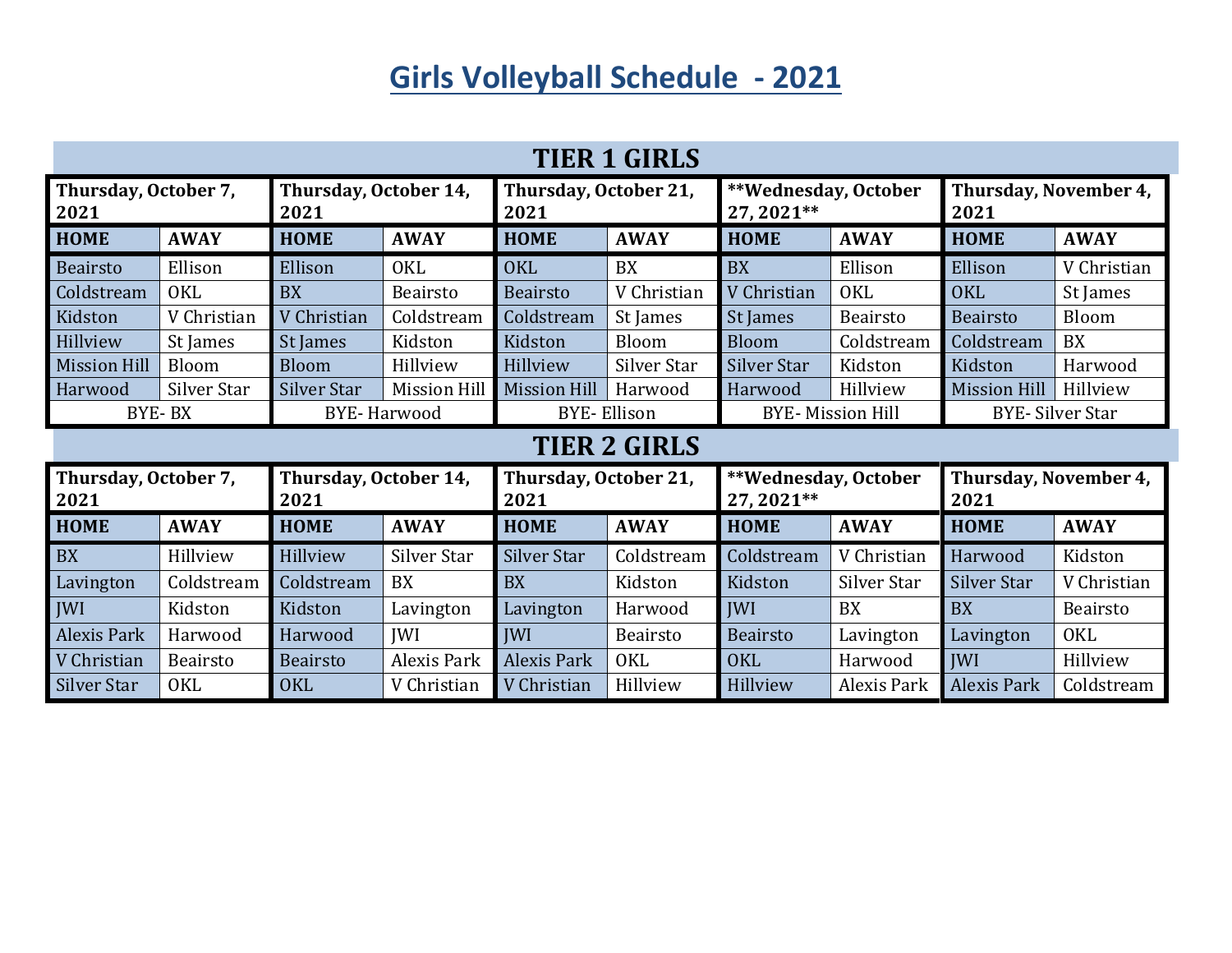# Girls Volleyball Schedule - 2021

## TIER 1 GIRLS

| Thursday, October 7, 2021 | | Thursday, October 14, 2021 | | Thursday, October 21, 2021 | | **Wednesday, October 27, 2021** | | Thursday, November 4, 2021 | |
|---|---|---|---|---|---|---|---|---|---|
| **HOME** | **AWAY** | **HOME** | **AWAY** | **HOME** | **AWAY** | **HOME** | **AWAY** | **HOME** | **AWAY** |
| Beairsto | Ellison | Ellison | OKL | OKL | BX | BX | Ellison | Ellison | V Christian |
| Coldstream | OKL | BX | Beairsto | Beairsto | V Christian | V Christian | OKL | OKL | St James |
| Kidston | V Christian | V Christian | Coldstream | Coldstream | St James | St James | Beairsto | Beairsto | Bloom |
| Hillview | St James | St James | Kidston | Kidston | Bloom | Bloom | Coldstream | Coldstream | BX |
| Mission Hill | Bloom | Bloom | Hillview | Hillview | Silver Star | Silver Star | Kidston | Kidston | Harwood |
| Harwood | Silver Star | Silver Star | Mission Hill | Mission Hill | Harwood | Harwood | Hillview | Mission Hill | Hillview |
| BYE- BX | | BYE- Harwood | | BYE- Ellison | | BYE- Mission Hill | | BYE- Silver Star | |

## TIER 2 GIRLS

| Thursday, October 7, 2021 | | Thursday, October 14, 2021 | | Thursday, October 21, 2021 | | **Wednesday, October 27, 2021** | | Thursday, November 4, 2021 | |
|---|---|---|---|---|---|---|---|---|---|
| **HOME** | **AWAY** | **HOME** | **AWAY** | **HOME** | **AWAY** | **HOME** | **AWAY** | **HOME** | **AWAY** |
| BX | Hillview | Hillview | Silver Star | Silver Star | Coldstream | Coldstream | V Christian | Harwood | Kidston |
| Lavington | Coldstream | Coldstream | BX | BX | Kidston | Kidston | Silver Star | Silver Star | V Christian |
| JWI | Kidston | Kidston | Lavington | Lavington | Harwood | JWI | BX | BX | Beairsto |
| Alexis Park | Harwood | Harwood | JWI | JWI | Beairsto | Beairsto | Lavington | Lavington | OKL |
| V Christian | Beairsto | Beairsto | Alexis Park | Alexis Park | OKL | OKL | Harwood | JWI | Hillview |
| Silver Star | OKL | OKL | V Christian | V Christian | Hillview | Hillview | Alexis Park | Alexis Park | Coldstream |